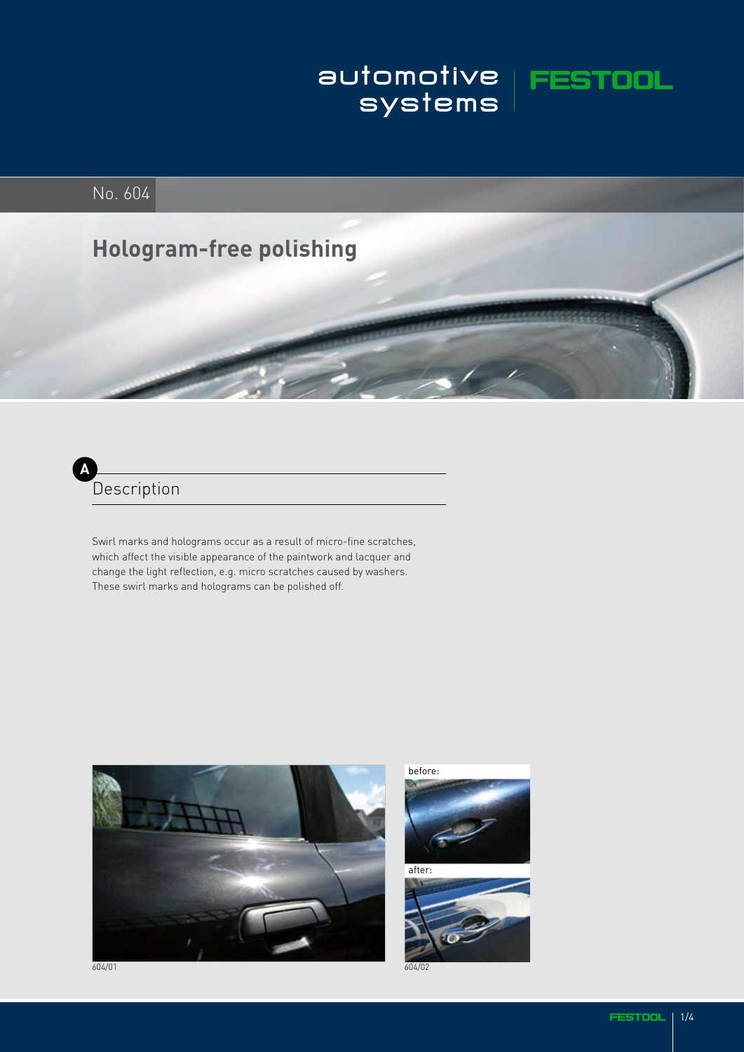automotive systems | FESTOOL

No. 604

# Hologram-free polishing

## A Description

Swirl marks and holograms occur as a result of micro-fine scratches, which affect the visible appearance of the paintwork and lacquer and change the light reflection, e.g. micro scratches caused by washers. These swirl marks and holograms can be polished off.

604/01

before:

after:

604/02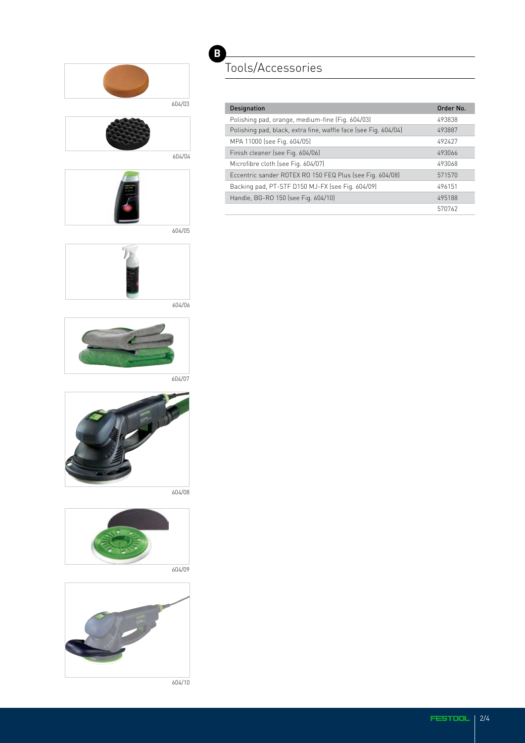604/03

604/04

604/05

604/06

604/07

604/08

604/09

604/10

## B Tools/Accessories

| Designation | Order No. |
|---|---|
| Polishing pad, orange, medium-fine (Fig. 604/03) | 493838 |
| Polishing pad, black, extra fine, waffle face (see Fig. 604/04) | 493887 |
| MPA 11000 (see Fig. 604/05) | 492427 |
| Finish cleaner (see Fig. 604/06) | 493066 |
| Microfibre cloth (see Fig. 604/07) | 493068 |
| Eccentric sander ROTEX RO 150 FEQ Plus (see Fig. 604/08) | 571570 |
| Backing pad, PT-STF D150 MJ-FX (see Fig. 604/09) | 496151 |
| Handle, BG-RO 150 (see Fig. 604/10) | 495188 |
| | 570762 |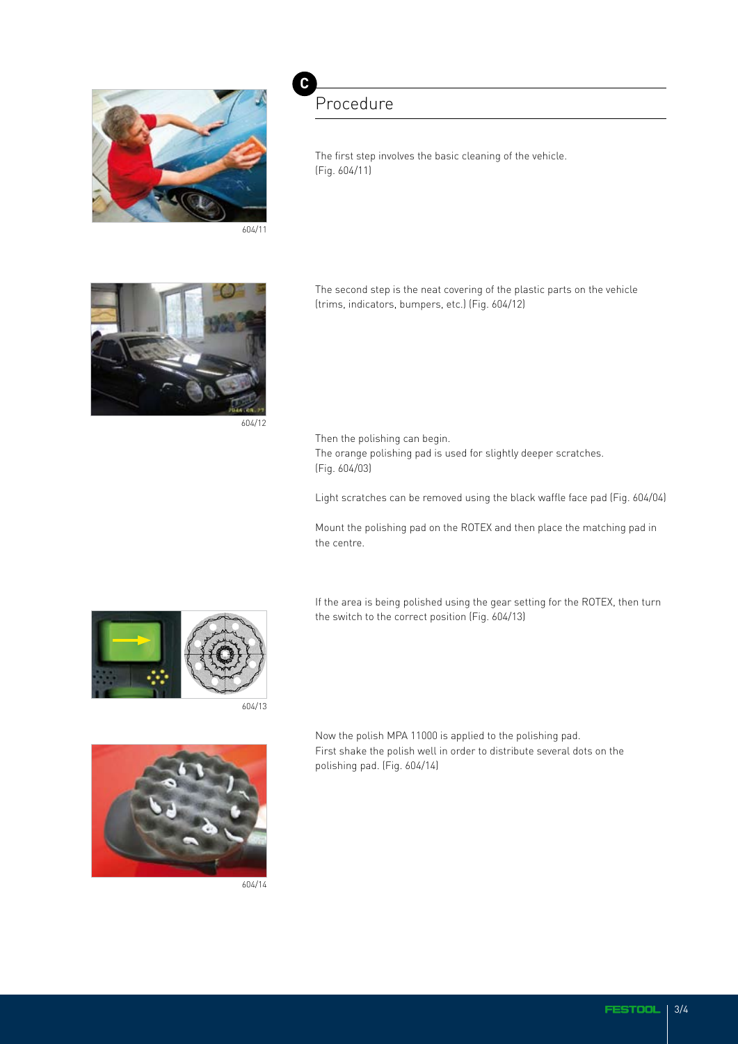## C Procedure

The first step involves the basic cleaning of the vehicle. (Fig. 604/11)

604/11

The second step is the neat covering of the plastic parts on the vehicle (trims, indicators, bumpers, etc.) (Fig. 604/12)

604/12

Then the polishing can begin.
The orange polishing pad is used for slightly deeper scratches. (Fig. 604/03)

Light scratches can be removed using the black waffle face pad (Fig. 604/04)

Mount the polishing pad on the ROTEX and then place the matching pad in the centre.

If the area is being polished using the gear setting for the ROTEX, then turn the switch to the correct position (Fig. 604/13)

604/13

Now the polish MPA 11000 is applied to the polishing pad.
First shake the polish well in order to distribute several dots on the polishing pad. (Fig. 604/14)

604/14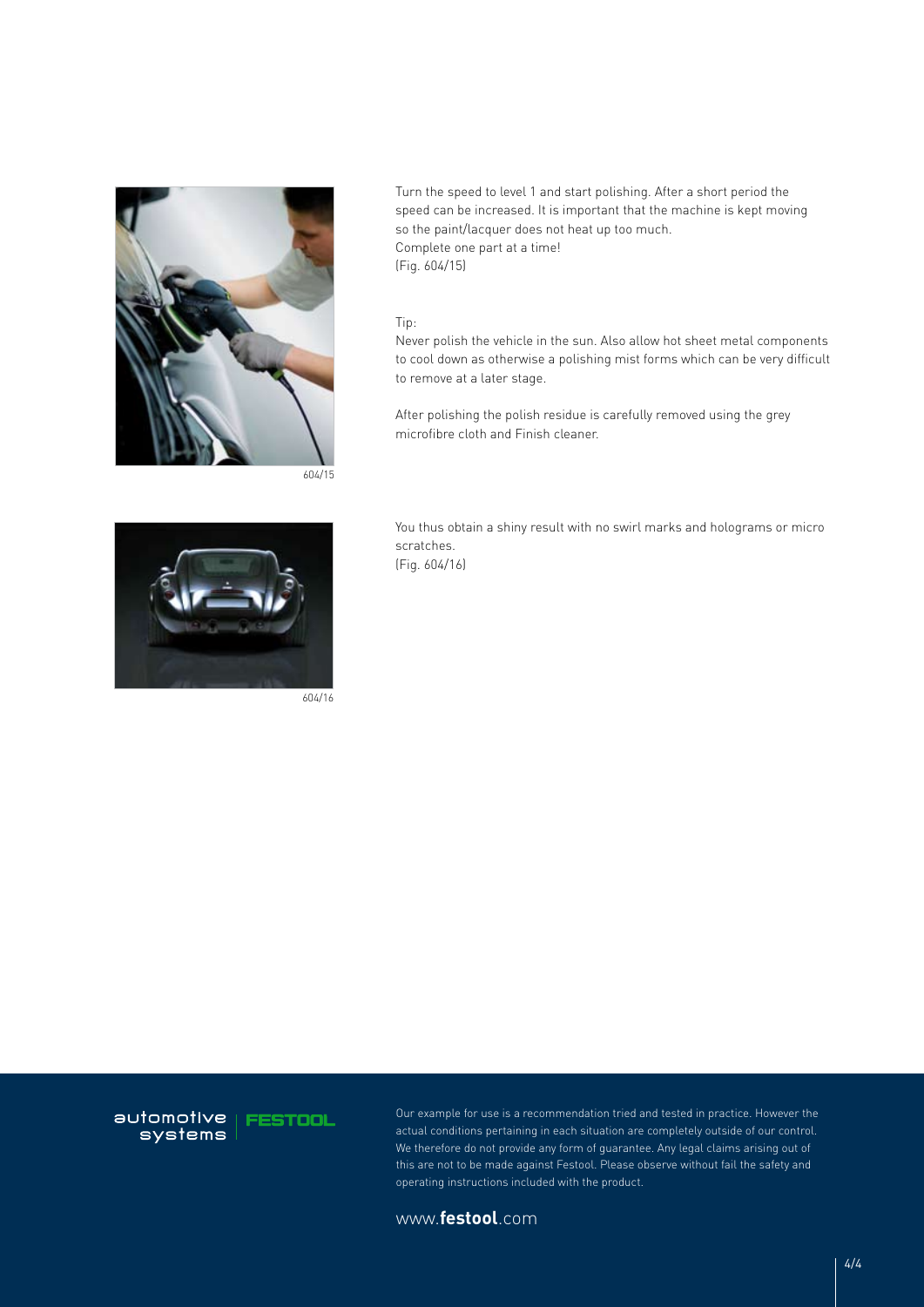604/15

Turn the speed to level 1 and start polishing. After a short period the speed can be increased. It is important that the machine is kept moving so the paint/lacquer does not heat up too much.
Complete one part at a time!
(Fig. 604/15)

Tip:
Never polish the vehicle in the sun. Also allow hot sheet metal components to cool down as otherwise a polishing mist forms which can be very difficult to remove at a later stage.

After polishing the polish residue is carefully removed using the grey microfibre cloth and Finish cleaner.

604/16

You thus obtain a shiny result with no swirl marks and holograms or micro scratches.
(Fig. 604/16)

automotive systems | FESTOOL

Our example for use is a recommendation tried and tested in practice. However the actual conditions pertaining in each situation are completely outside of our control. We therefore do not provide any form of guarantee. Any legal claims arising out of this are not to be made against Festool. Please observe without fail the safety and operating instructions included with the product.

www.**festool**.com